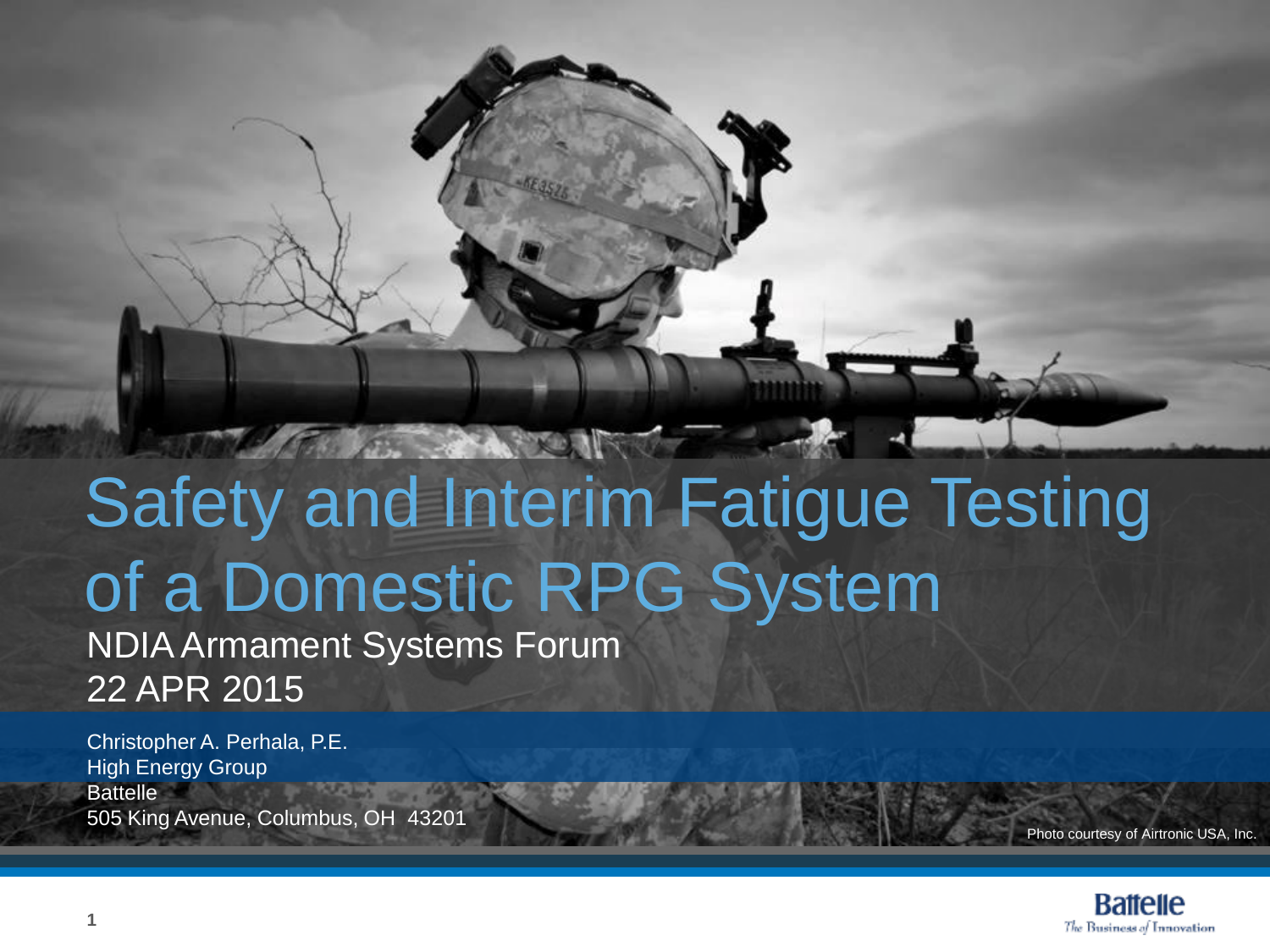# Safety and Interim Fatigue Testing of a Domestic RPG System

NDIA Armament Systems Forum
22 APR 2015

Christopher A. Perhala, P.E.
High Energy Group
Battelle
505 King Avenue, Columbus, OH 43201

Photo courtesy of Airtronic USA, Inc.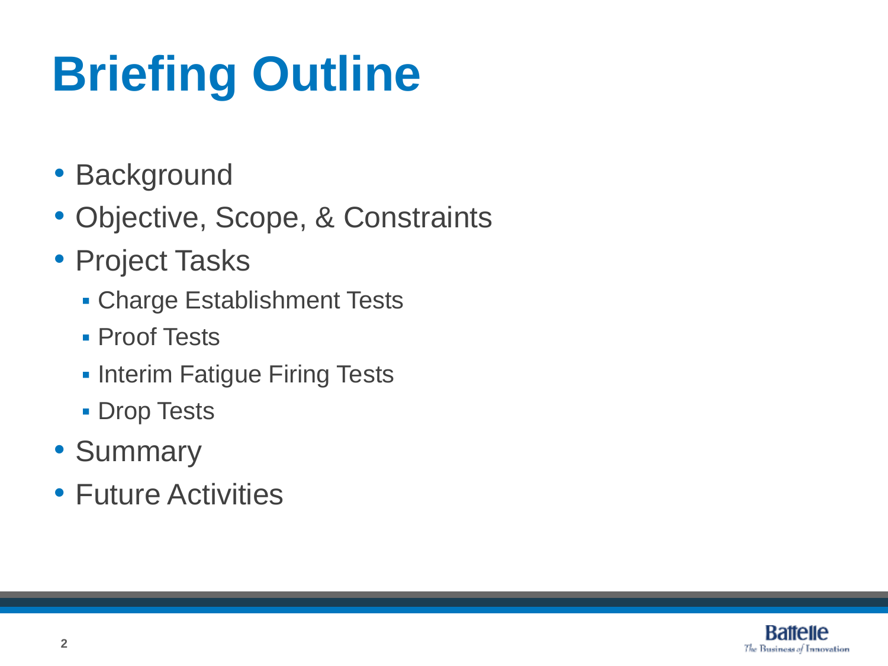# Briefing Outline

- Background
- Objective, Scope, & Constraints
- Project Tasks
  - Charge Establishment Tests
  - Proof Tests
  - Interim Fatigue Firing Tests
  - Drop Tests
- Summary
- Future Activities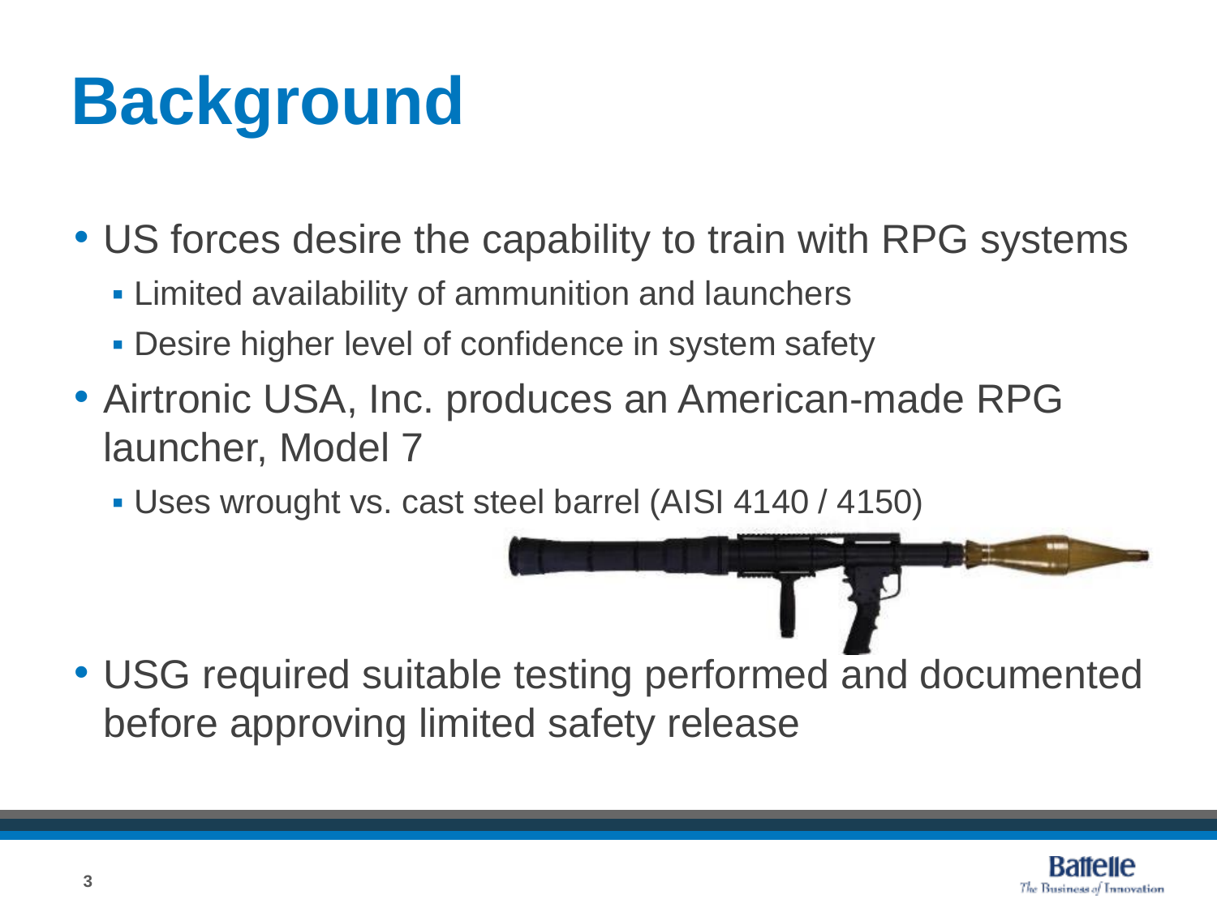# Background

- US forces desire the capability to train with RPG systems
  - Limited availability of ammunition and launchers
  - Desire higher level of confidence in system safety
- Airtronic USA, Inc. produces an American-made RPG launcher, Model 7
  - Uses wrought vs. cast steel barrel (AISI 4140 / 4150)
- USG required suitable testing performed and documented before approving limited safety release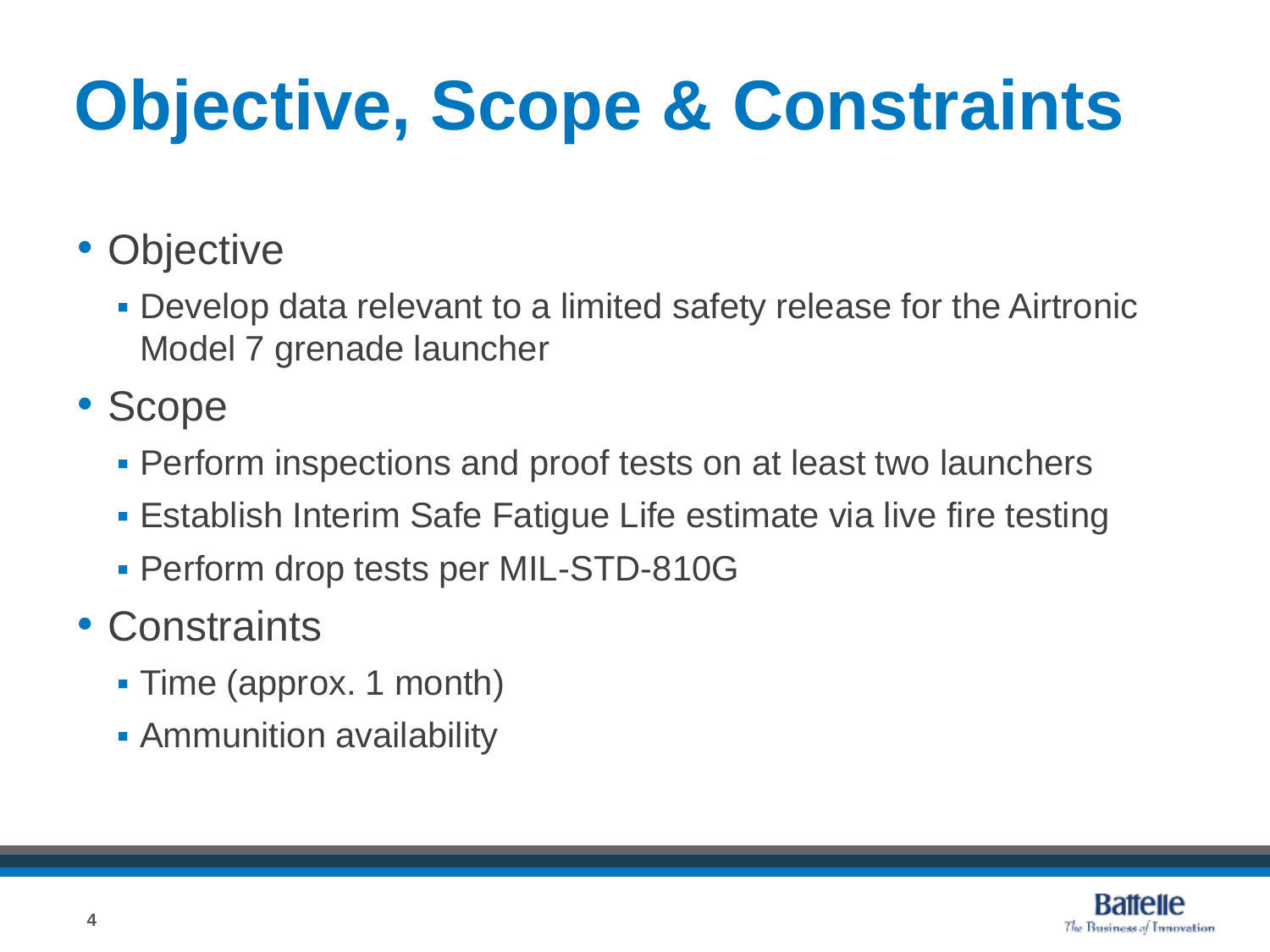# Objective, Scope & Constraints

- Objective
  - Develop data relevant to a limited safety release for the Airtronic Model 7 grenade launcher
- Scope
  - Perform inspections and proof tests on at least two launchers
  - Establish Interim Safe Fatigue Life estimate via live fire testing
  - Perform drop tests per MIL-STD-810G
- Constraints
  - Time (approx. 1 month)
  - Ammunition availability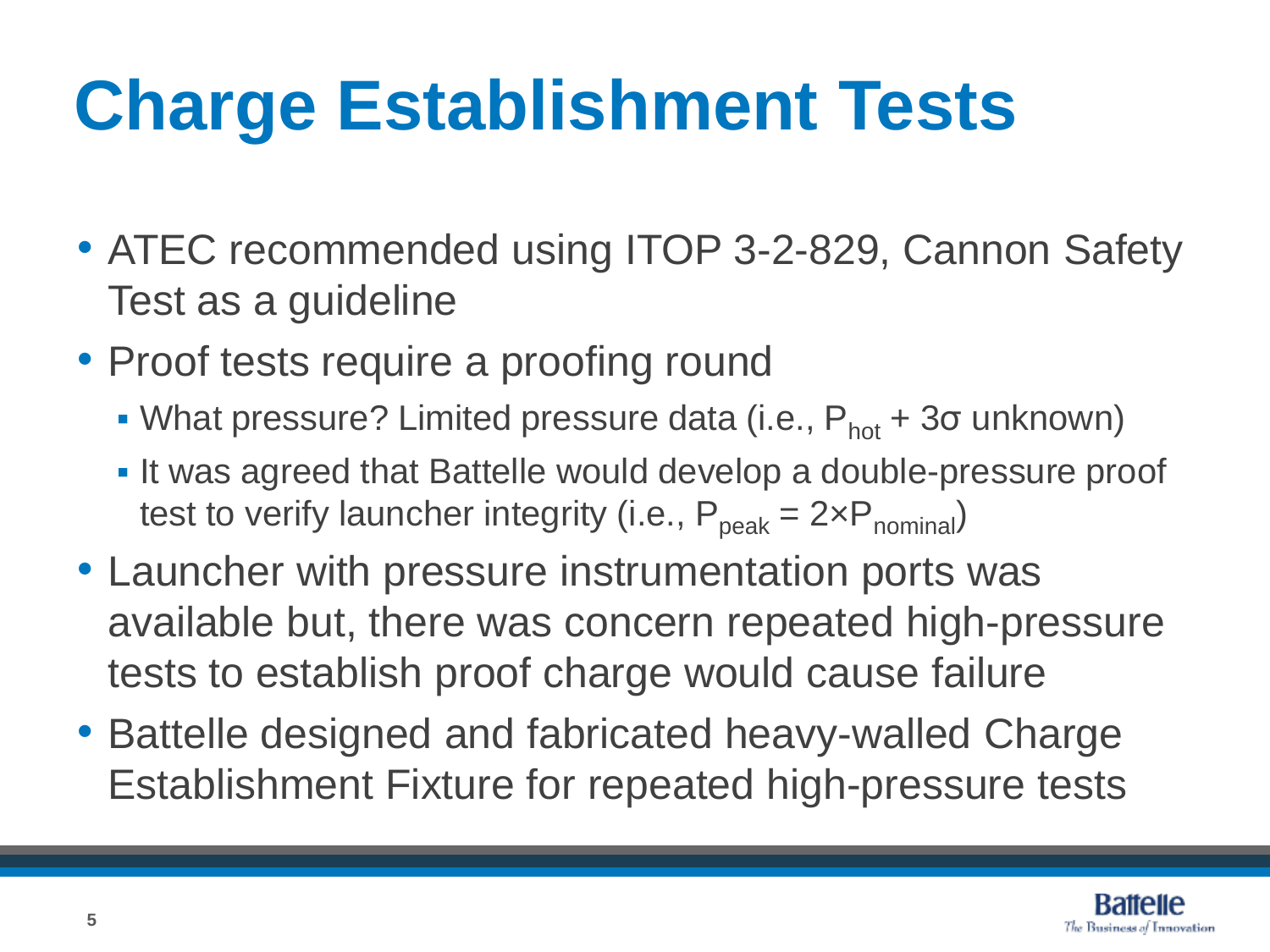# Charge Establishment Tests

- ATEC recommended using ITOP 3-2-829, Cannon Safety Test as a guideline
- Proof tests require a proofing round
  - What pressure? Limited pressure data (i.e., $P_{hot} + 3\sigma$ unknown)
  - It was agreed that Battelle would develop a double-pressure proof test to verify launcher integrity (i.e., $P_{peak} = 2 \times P_{nominal}$)
- Launcher with pressure instrumentation ports was available but, there was concern repeated high-pressure tests to establish proof charge would cause failure
- Battelle designed and fabricated heavy-walled Charge Establishment Fixture for repeated high-pressure tests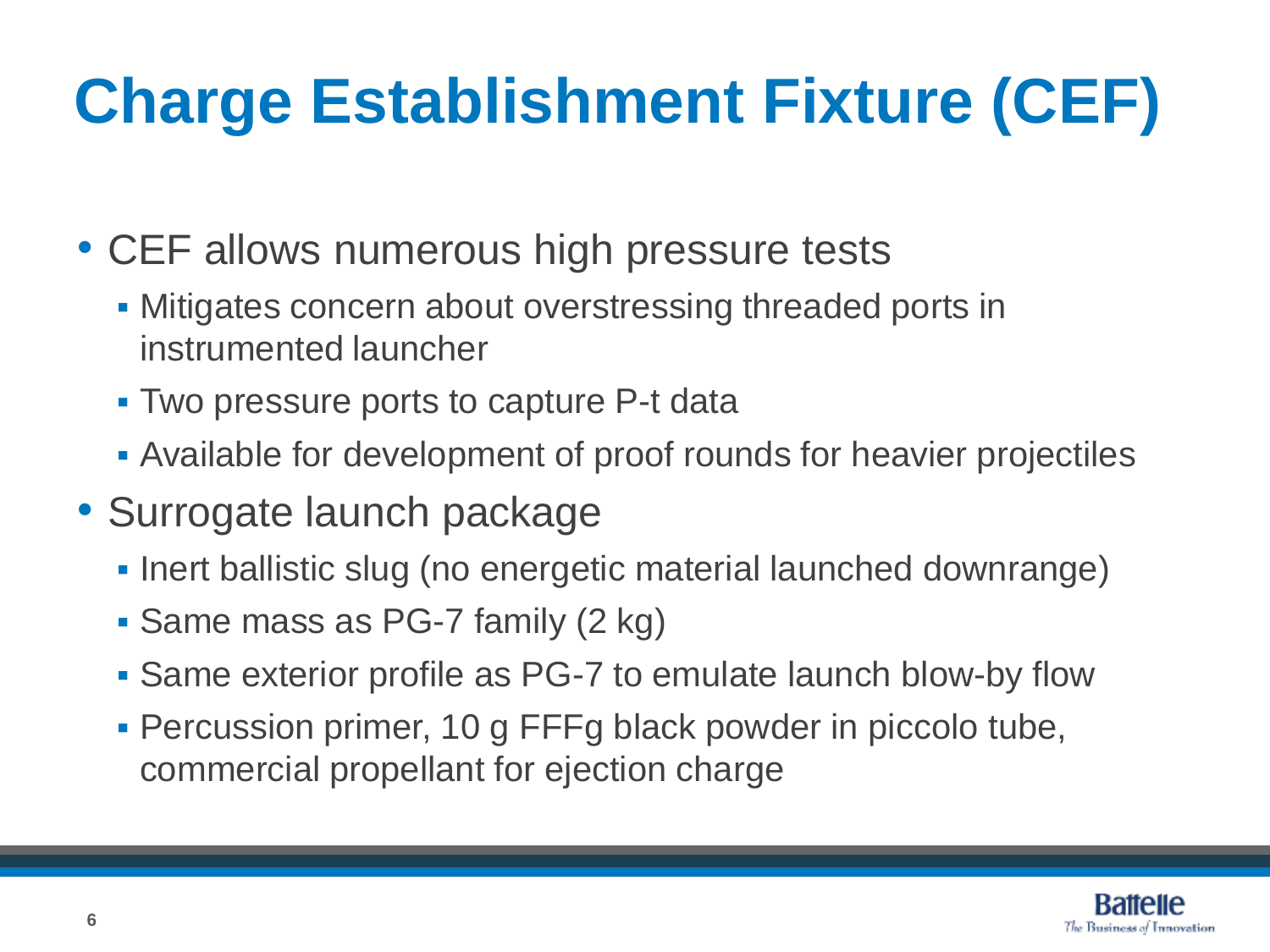# Charge Establishment Fixture (CEF)

- CEF allows numerous high pressure tests
  - Mitigates concern about overstressing threaded ports in instrumented launcher
  - Two pressure ports to capture P-t data
  - Available for development of proof rounds for heavier projectiles
- Surrogate launch package
  - Inert ballistic slug (no energetic material launched downrange)
  - Same mass as PG-7 family (2 kg)
  - Same exterior profile as PG-7 to emulate launch blow-by flow
  - Percussion primer, 10 g FFFg black powder in piccolo tube, commercial propellant for ejection charge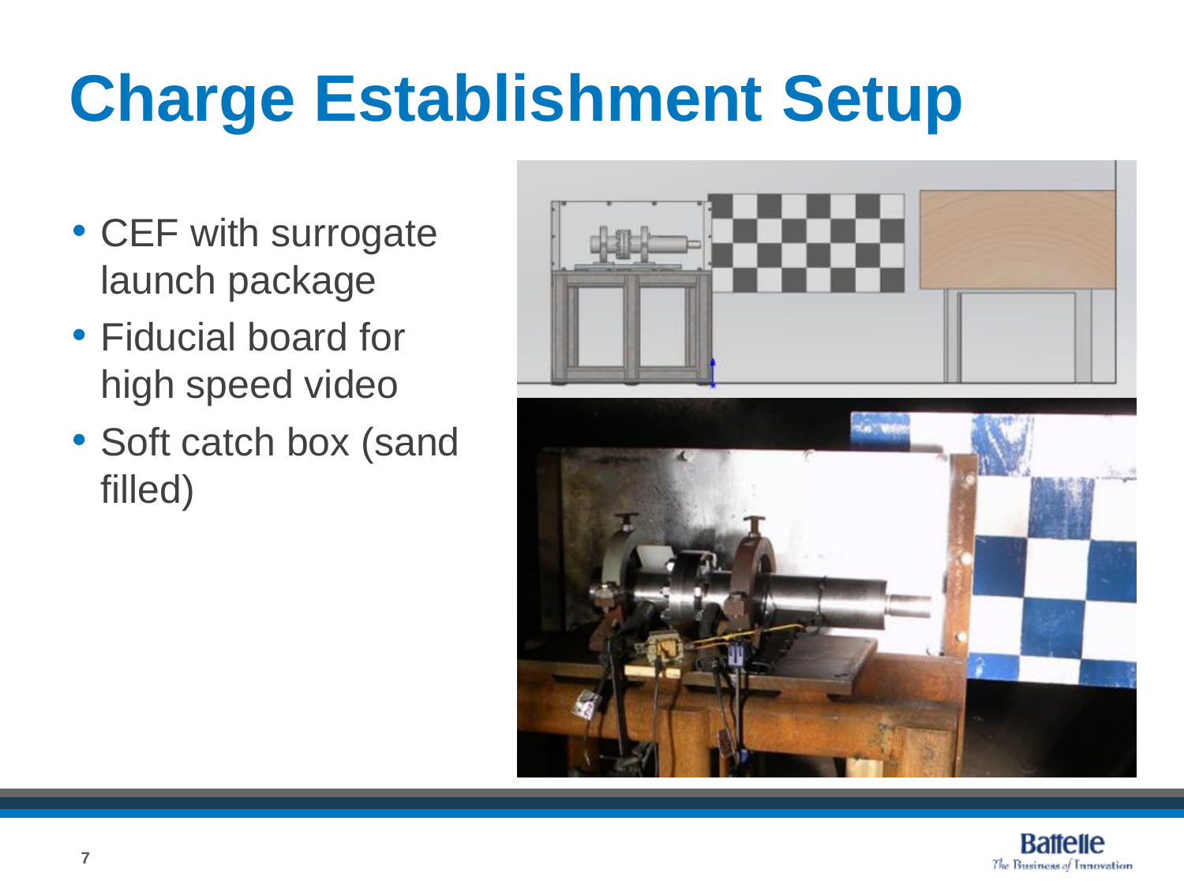# Charge Establishment Setup

- CEF with surrogate launch package
- Fiducial board for high speed video
- Soft catch box (sand filled)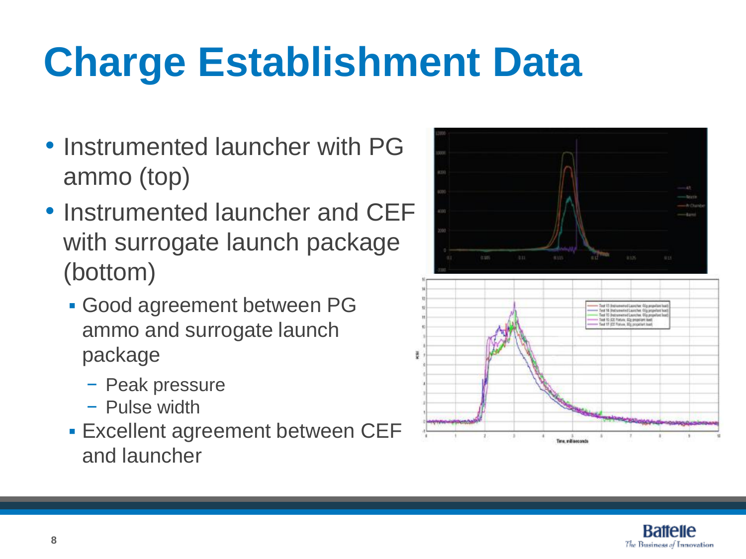# Charge Establishment Data

- Instrumented launcher with PG ammo (top)
- Instrumented launcher and CEF with surrogate launch package (bottom)
  - Good agreement between PG ammo and surrogate launch package
    - Peak pressure
    - Pulse width
  - Excellent agreement between CEF and launcher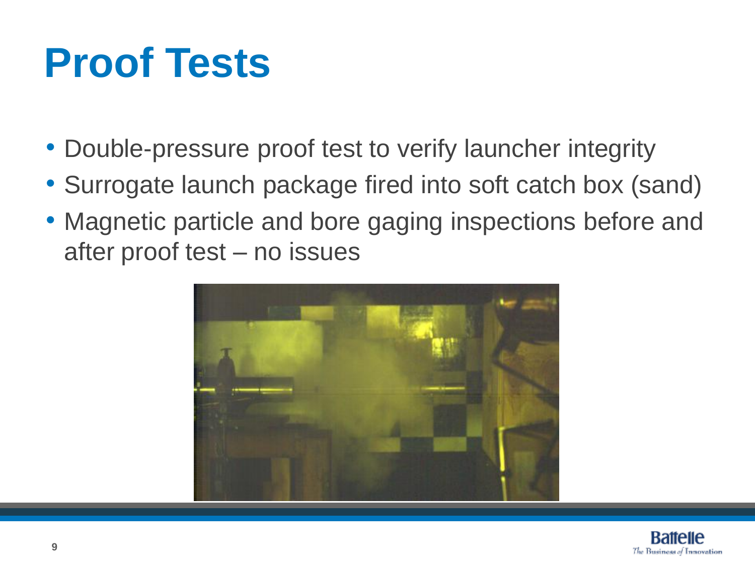# Proof Tests

- Double-pressure proof test to verify launcher integrity
- Surrogate launch package fired into soft catch box (sand)
- Magnetic particle and bore gaging inspections before and after proof test – no issues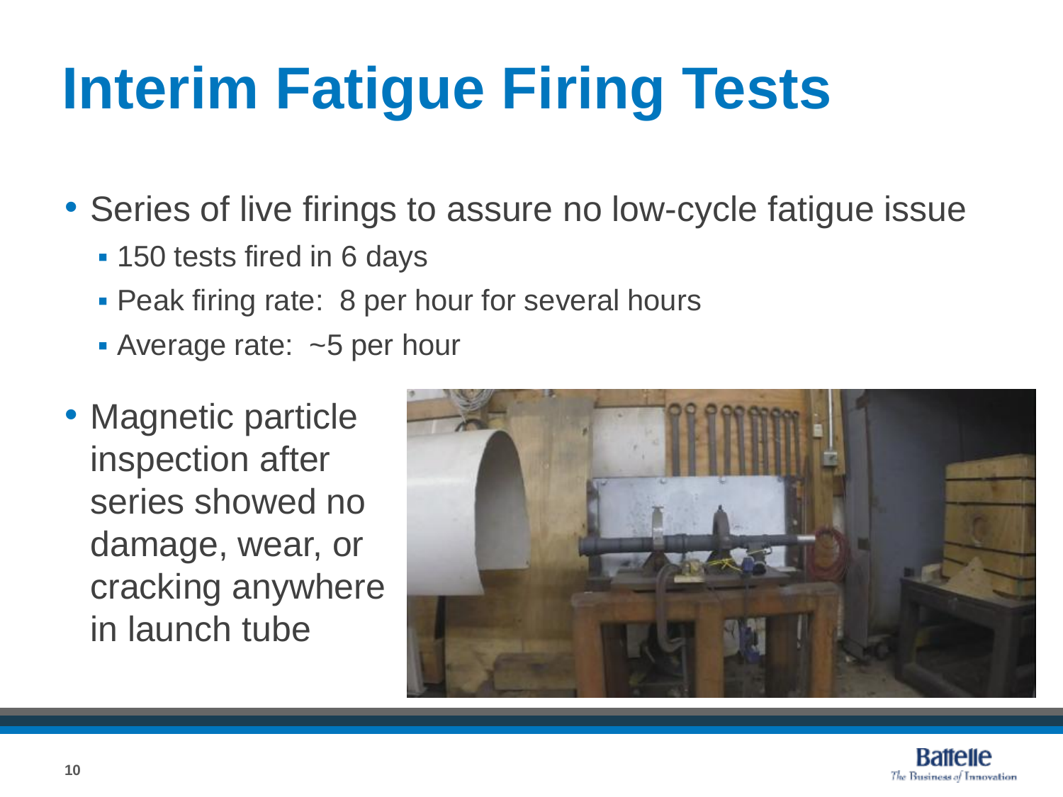# Interim Fatigue Firing Tests

- Series of live firings to assure no low-cycle fatigue issue
  - 150 tests fired in 6 days
  - Peak firing rate:  8 per hour for several hours
  - Average rate:  ~5 per hour
- Magnetic particle inspection after series showed no damage, wear, or cracking anywhere in launch tube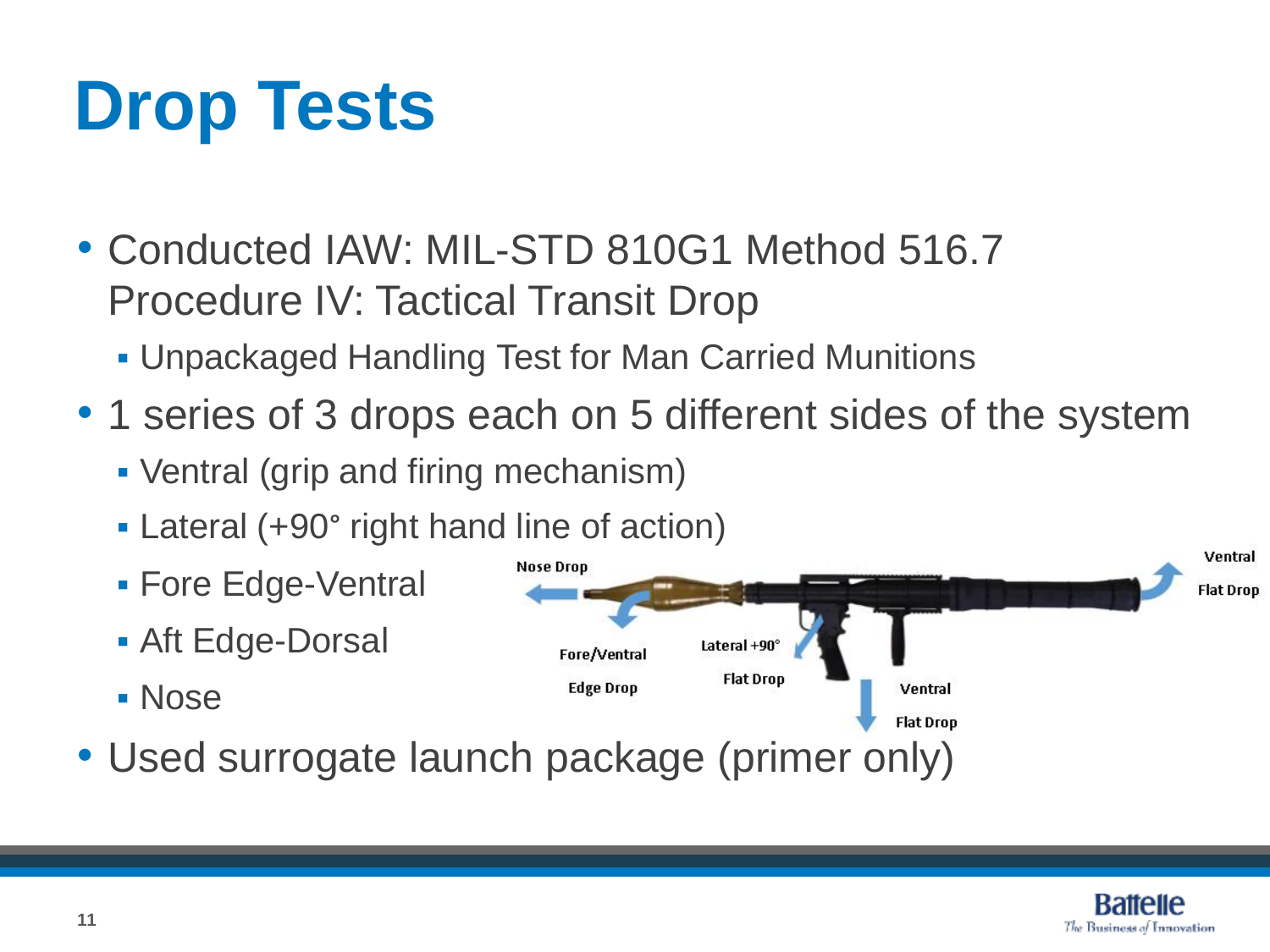# Drop Tests

- Conducted IAW: MIL-STD 810G1 Method 516.7 Procedure IV: Tactical Transit Drop
  - Unpackaged Handling Test for Man Carried Munitions
- 1 series of 3 drops each on 5 different sides of the system
  - Ventral (grip and firing mechanism)
  - Lateral (+90° right hand line of action)
  - Fore Edge-Ventral
  - Aft Edge-Dorsal
  - Nose
- Used surrogate launch package (primer only)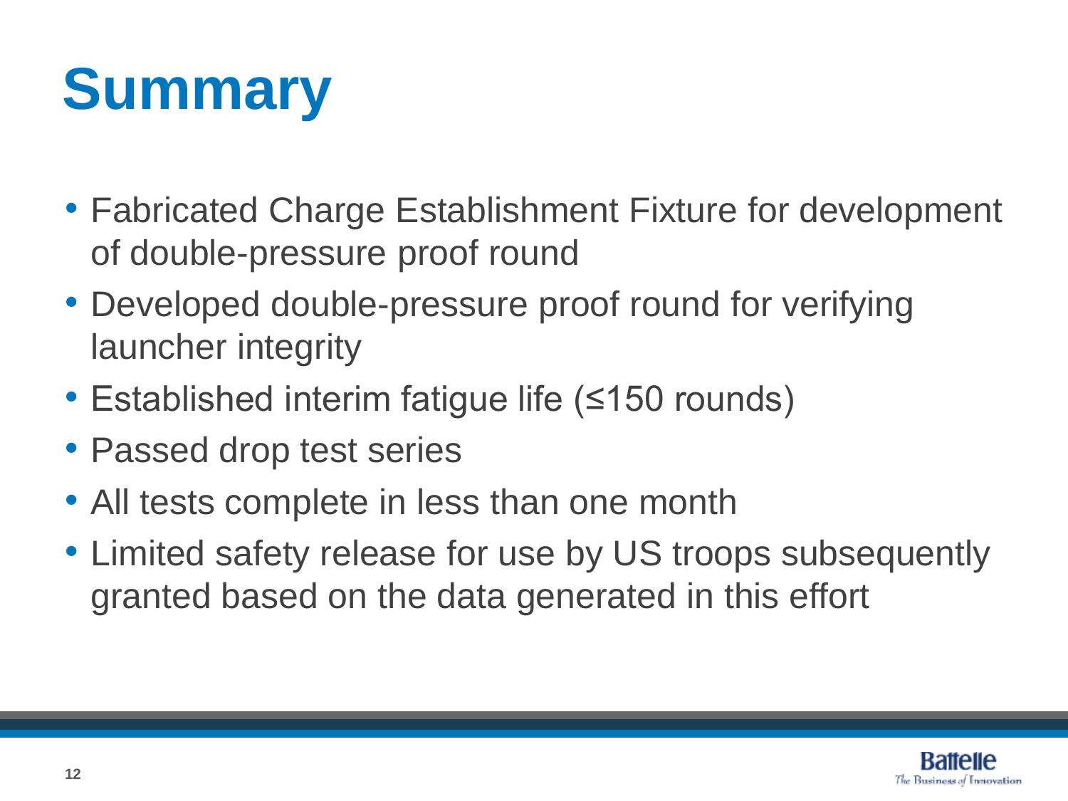# Summary

- Fabricated Charge Establishment Fixture for development of double-pressure proof round
- Developed double-pressure proof round for verifying launcher integrity
- Established interim fatigue life (≤150 rounds)
- Passed drop test series
- All tests complete in less than one month
- Limited safety release for use by US troops subsequently granted based on the data generated in this effort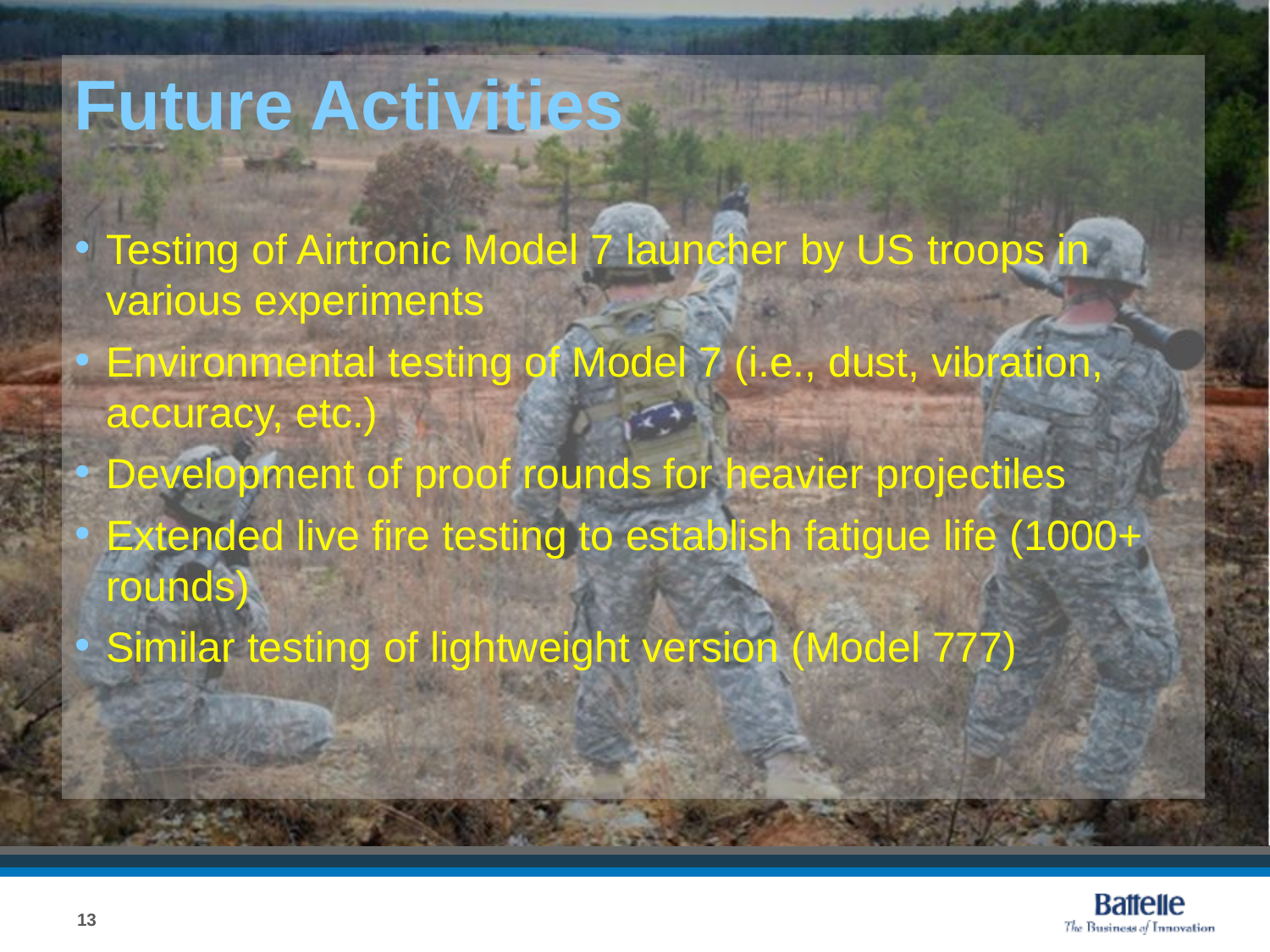# Future Activities

- Testing of Airtronic Model 7 launcher by US troops in various experiments
- Environmental testing of Model 7 (i.e., dust, vibration, accuracy, etc.)
- Development of proof rounds for heavier projectiles
- Extended live fire testing to establish fatigue life (1000+ rounds)
- Similar testing of lightweight version (Model 777)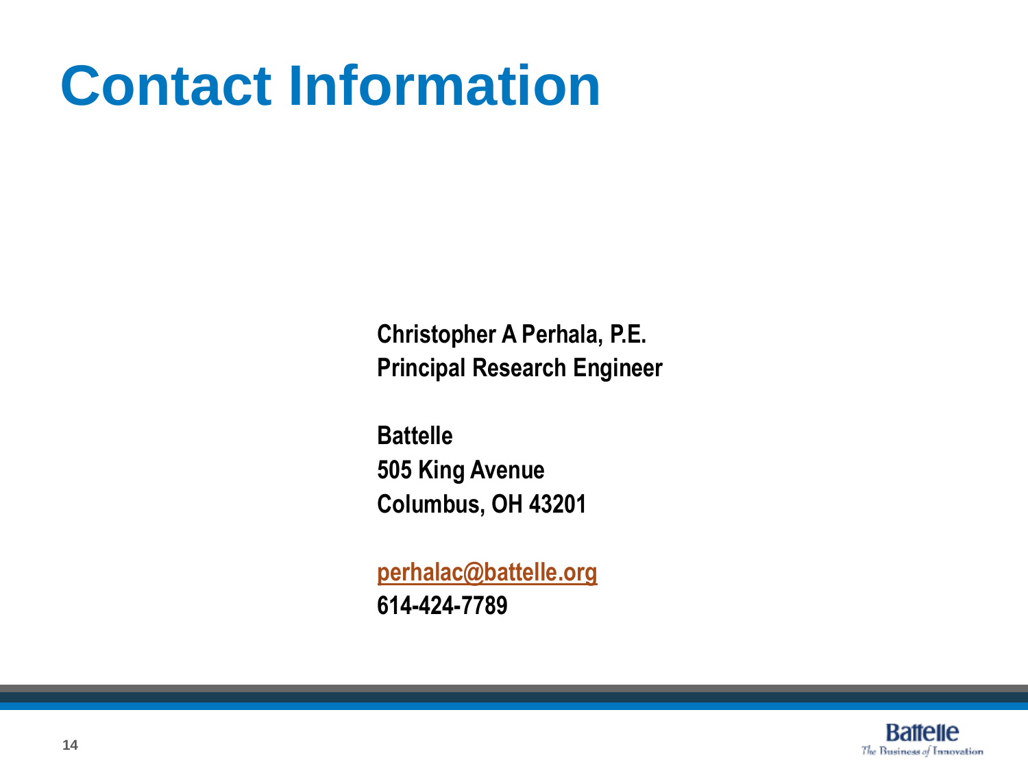# Contact Information

**Christopher A Perhala, P.E.**
**Principal Research Engineer**

**Battelle**
**505 King Avenue**
**Columbus, OH 43201**

**perhalac@battelle.org**
**614-424-7789**